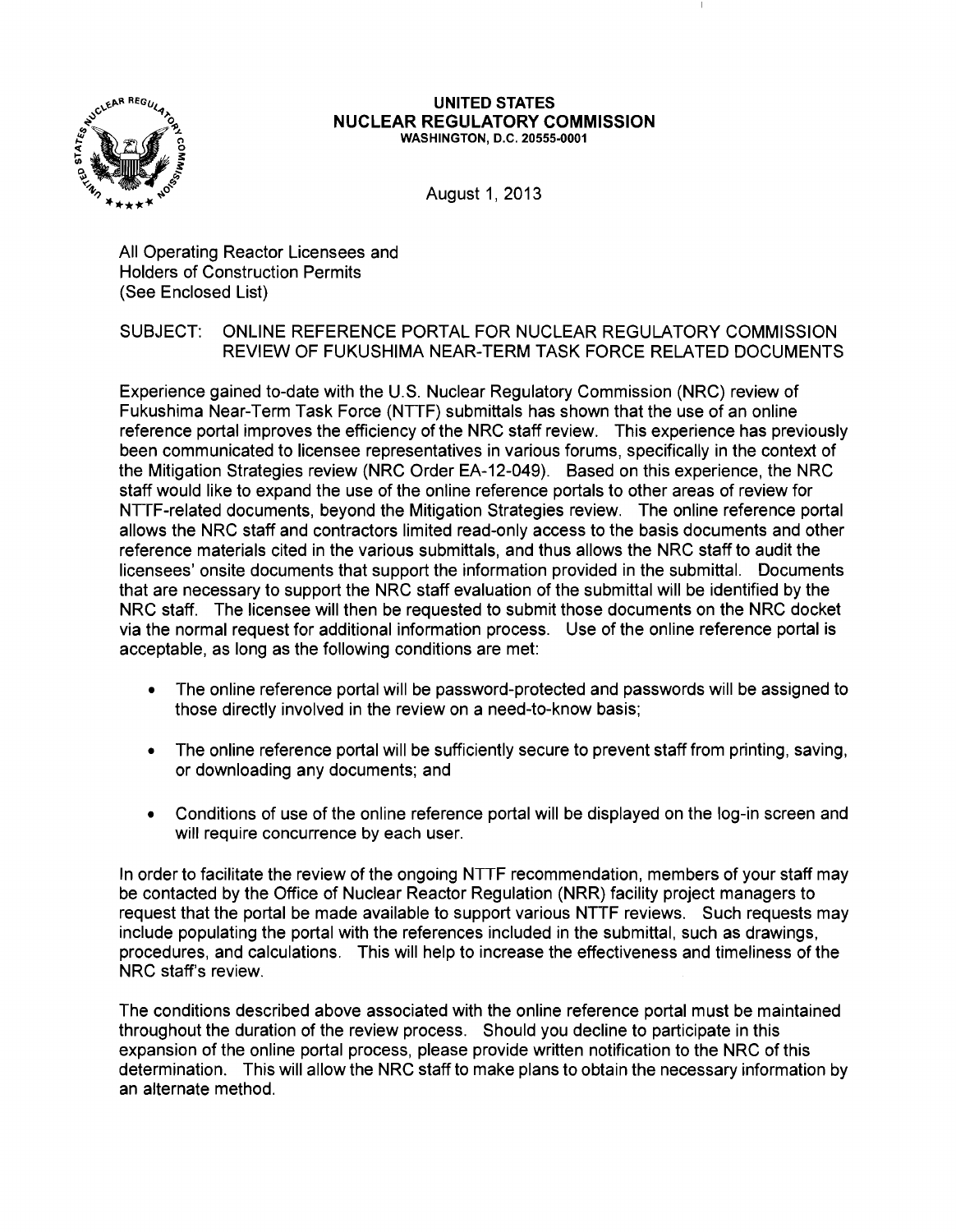**UNITED STATES**
**NUCLEAR REGULATORY COMMISSION**
WASHINGTON, D.C. 20555-0001

August 1, 2013

All Operating Reactor Licensees and
Holders of Construction Permits
(See Enclosed List)

SUBJECT: ONLINE REFERENCE PORTAL FOR NUCLEAR REGULATORY COMMISSION REVIEW OF FUKUSHIMA NEAR-TERM TASK FORCE RELATED DOCUMENTS

Experience gained to-date with the U.S. Nuclear Regulatory Commission (NRC) review of Fukushima Near-Term Task Force (NTTF) submittals has shown that the use of an online reference portal improves the efficiency of the NRC staff review. This experience has previously been communicated to licensee representatives in various forums, specifically in the context of the Mitigation Strategies review (NRC Order EA-12-049). Based on this experience, the NRC staff would like to expand the use of the online reference portals to other areas of review for NTTF-related documents, beyond the Mitigation Strategies review. The online reference portal allows the NRC staff and contractors limited read-only access to the basis documents and other reference materials cited in the various submittals, and thus allows the NRC staff to audit the licensees' onsite documents that support the information provided in the submittal. Documents that are necessary to support the NRC staff evaluation of the submittal will be identified by the NRC staff. The licensee will then be requested to submit those documents on the NRC docket via the normal request for additional information process. Use of the online reference portal is acceptable, as long as the following conditions are met:

- The online reference portal will be password-protected and passwords will be assigned to those directly involved in the review on a need-to-know basis;
- The online reference portal will be sufficiently secure to prevent staff from printing, saving, or downloading any documents; and
- Conditions of use of the online reference portal will be displayed on the log-in screen and will require concurrence by each user.

In order to facilitate the review of the ongoing NTTF recommendation, members of your staff may be contacted by the Office of Nuclear Reactor Regulation (NRR) facility project managers to request that the portal be made available to support various NTTF reviews. Such requests may include populating the portal with the references included in the submittal, such as drawings, procedures, and calculations. This will help to increase the effectiveness and timeliness of the NRC staff's review.

The conditions described above associated with the online reference portal must be maintained throughout the duration of the review process. Should you decline to participate in this expansion of the online portal process, please provide written notification to the NRC of this determination. This will allow the NRC staff to make plans to obtain the necessary information by an alternate method.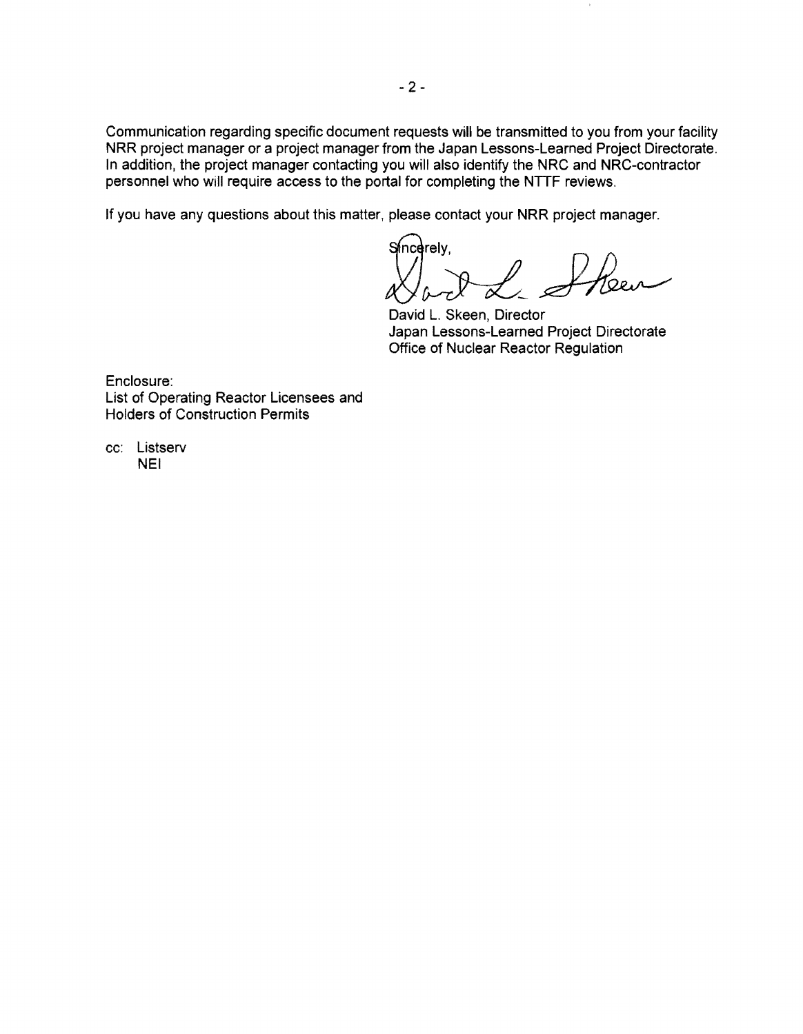Communication regarding specific document requests will be transmitted to you from your facility NRR project manager or a project manager from the Japan Lessons-Learned Project Directorate. In addition, the project manager contacting you will also identify the NRC and NRC-contractor personnel who will require access to the portal for completing the NTTF reviews.

If you have any questions about this matter, please contact your NRR project manager.

Sincerely,

David L. Skeen, Director
Japan Lessons-Learned Project Directorate
Office of Nuclear Reactor Regulation

Enclosure:
List of Operating Reactor Licensees and Holders of Construction Permits

cc: Listserv
NEI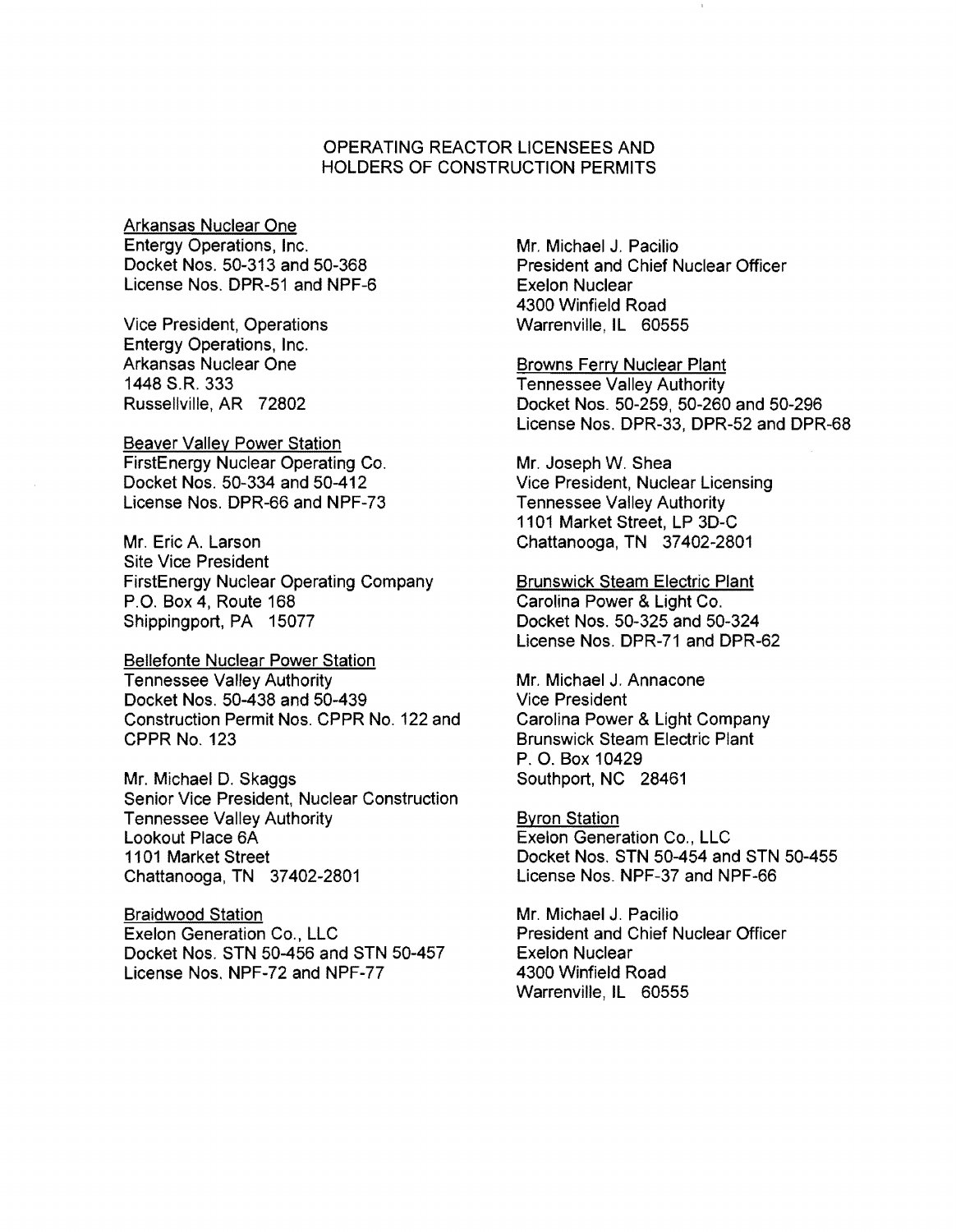# OPERATING REACTOR LICENSEES AND HOLDERS OF CONSTRUCTION PERMITS

Arkansas Nuclear One
Entergy Operations, Inc.
Docket Nos. 50-313 and 50-368
License Nos. DPR-51 and NPF-6

Vice President, Operations
Entergy Operations, Inc.
Arkansas Nuclear One
1448 S.R. 333
Russellville, AR 72802

Beaver Valley Power Station
FirstEnergy Nuclear Operating Co.
Docket Nos. 50-334 and 50-412
License Nos. DPR-66 and NPF-73

Mr. Eric A. Larson
Site Vice President
FirstEnergy Nuclear Operating Company
P.O. Box 4, Route 168
Shippingport, PA 15077

Bellefonte Nuclear Power Station
Tennessee Valley Authority
Docket Nos. 50-438 and 50-439
Construction Permit Nos. CPPR No. 122 and CPPR No. 123

Mr. Michael D. Skaggs
Senior Vice President, Nuclear Construction
Tennessee Valley Authority
Lookout Place 6A
1101 Market Street
Chattanooga, TN 37402-2801

Braidwood Station
Exelon Generation Co., LLC
Docket Nos. STN 50-456 and STN 50-457
License Nos. NPF-72 and NPF-77

Mr. Michael J. Pacilio
President and Chief Nuclear Officer
Exelon Nuclear
4300 Winfield Road
Warrenville, IL 60555

Browns Ferry Nuclear Plant
Tennessee Valley Authority
Docket Nos. 50-259, 50-260 and 50-296
License Nos. DPR-33, DPR-52 and DPR-68

Mr. Joseph W. Shea
Vice President, Nuclear Licensing
Tennessee Valley Authority
1101 Market Street, LP 3D-C
Chattanooga, TN 37402-2801

Brunswick Steam Electric Plant
Carolina Power & Light Co.
Docket Nos. 50-325 and 50-324
License Nos. DPR-71 and DPR-62

Mr. Michael J. Annacone
Vice President
Carolina Power & Light Company
Brunswick Steam Electric Plant
P. O. Box 10429
Southport, NC 28461

Byron Station
Exelon Generation Co., LLC
Docket Nos. STN 50-454 and STN 50-455
License Nos. NPF-37 and NPF-66

Mr. Michael J. Pacilio
President and Chief Nuclear Officer
Exelon Nuclear
4300 Winfield Road
Warrenville, IL 60555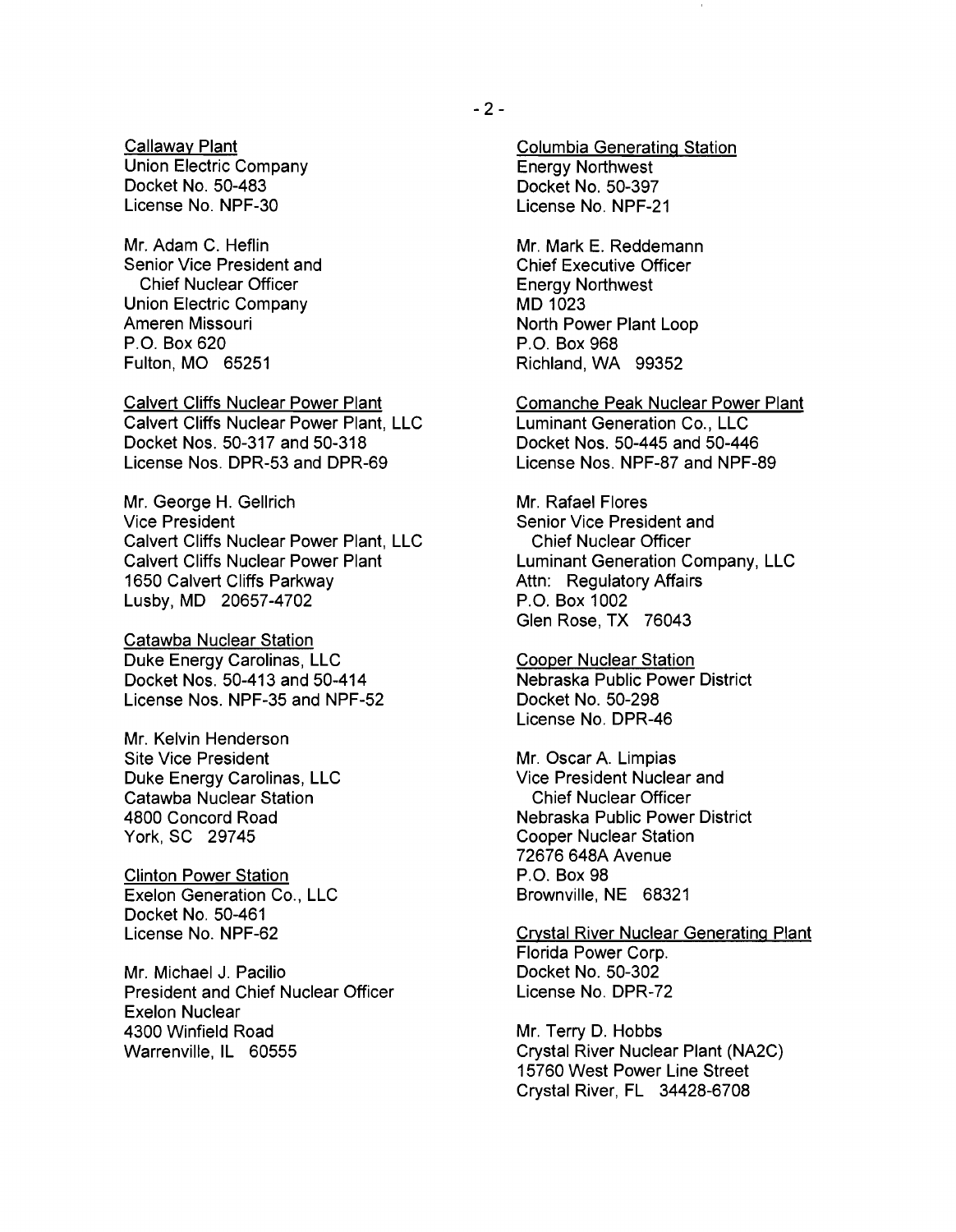Callaway Plant
Union Electric Company
Docket No. 50-483
License No. NPF-30

Mr. Adam C. Heflin
Senior Vice President and
Chief Nuclear Officer
Union Electric Company
Ameren Missouri
P.O. Box 620
Fulton, MO 65251

Calvert Cliffs Nuclear Power Plant
Calvert Cliffs Nuclear Power Plant, LLC
Docket Nos. 50-317 and 50-318
License Nos. DPR-53 and DPR-69

Mr. George H. Gellrich
Vice President
Calvert Cliffs Nuclear Power Plant, LLC
Calvert Cliffs Nuclear Power Plant
1650 Calvert Cliffs Parkway
Lusby, MD 20657-4702

Catawba Nuclear Station
Duke Energy Carolinas, LLC
Docket Nos. 50-413 and 50-414
License Nos. NPF-35 and NPF-52

Mr. Kelvin Henderson
Site Vice President
Duke Energy Carolinas, LLC
Catawba Nuclear Station
4800 Concord Road
York, SC 29745

Clinton Power Station
Exelon Generation Co., LLC
Docket No. 50-461
License No. NPF-62

Mr. Michael J. Pacilio
President and Chief Nuclear Officer
Exelon Nuclear
4300 Winfield Road
Warrenville, IL 60555

Columbia Generating Station
Energy Northwest
Docket No. 50-397
License No. NPF-21

Mr. Mark E. Reddemann
Chief Executive Officer
Energy Northwest
MD 1023
North Power Plant Loop
P.O. Box 968
Richland, WA 99352

Comanche Peak Nuclear Power Plant
Luminant Generation Co., LLC
Docket Nos. 50-445 and 50-446
License Nos. NPF-87 and NPF-89

Mr. Rafael Flores
Senior Vice President and
Chief Nuclear Officer
Luminant Generation Company, LLC
Attn: Regulatory Affairs
P.O. Box 1002
Glen Rose, TX 76043

Cooper Nuclear Station
Nebraska Public Power District
Docket No. 50-298
License No. DPR-46

Mr. Oscar A. Limpias
Vice President Nuclear and
Chief Nuclear Officer
Nebraska Public Power District
Cooper Nuclear Station
72676 648A Avenue
P.O. Box 98
Brownville, NE 68321

Crystal River Nuclear Generating Plant
Florida Power Corp.
Docket No. 50-302
License No. DPR-72

Mr. Terry D. Hobbs
Crystal River Nuclear Plant (NA2C)
15760 West Power Line Street
Crystal River, FL 34428-6708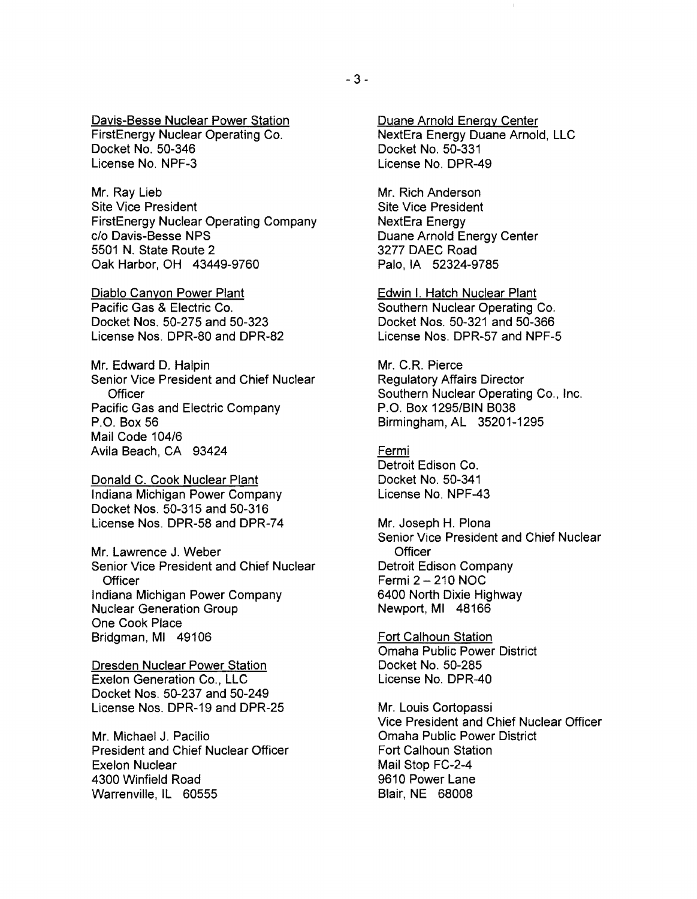Davis-Besse Nuclear Power Station
FirstEnergy Nuclear Operating Co.
Docket No. 50-346
License No. NPF-3

Mr. Ray Lieb
Site Vice President
FirstEnergy Nuclear Operating Company
c/o Davis-Besse NPS
5501 N. State Route 2
Oak Harbor, OH 43449-9760

Diablo Canyon Power Plant
Pacific Gas & Electric Co.
Docket Nos. 50-275 and 50-323
License Nos. DPR-80 and DPR-82

Mr. Edward D. Halpin
Senior Vice President and Chief Nuclear Officer
Pacific Gas and Electric Company
P.O. Box 56
Mail Code 104/6
Avila Beach, CA 93424

Donald C. Cook Nuclear Plant
Indiana Michigan Power Company
Docket Nos. 50-315 and 50-316
License Nos. DPR-58 and DPR-74

Mr. Lawrence J. Weber
Senior Vice President and Chief Nuclear Officer
Indiana Michigan Power Company
Nuclear Generation Group
One Cook Place
Bridgman, MI 49106

Dresden Nuclear Power Station
Exelon Generation Co., LLC
Docket Nos. 50-237 and 50-249
License Nos. DPR-19 and DPR-25

Mr. Michael J. Pacilio
President and Chief Nuclear Officer
Exelon Nuclear
4300 Winfield Road
Warrenville, IL 60555

Duane Arnold Energy Center
NextEra Energy Duane Arnold, LLC
Docket No. 50-331
License No. DPR-49

Mr. Rich Anderson
Site Vice President
NextEra Energy
Duane Arnold Energy Center
3277 DAEC Road
Palo, IA 52324-9785

Edwin I. Hatch Nuclear Plant
Southern Nuclear Operating Co.
Docket Nos. 50-321 and 50-366
License Nos. DPR-57 and NPF-5

Mr. C.R. Pierce
Regulatory Affairs Director
Southern Nuclear Operating Co., Inc.
P.O. Box 1295/BIN B038
Birmingham, AL 35201-1295

Fermi
Detroit Edison Co.
Docket No. 50-341
License No. NPF-43

Mr. Joseph H. Plona
Senior Vice President and Chief Nuclear Officer
Detroit Edison Company
Fermi 2 – 210 NOC
6400 North Dixie Highway
Newport, MI 48166

Fort Calhoun Station
Omaha Public Power District
Docket No. 50-285
License No. DPR-40

Mr. Louis Cortopassi
Vice President and Chief Nuclear Officer
Omaha Public Power District
Fort Calhoun Station
Mail Stop FC-2-4
9610 Power Lane
Blair, NE 68008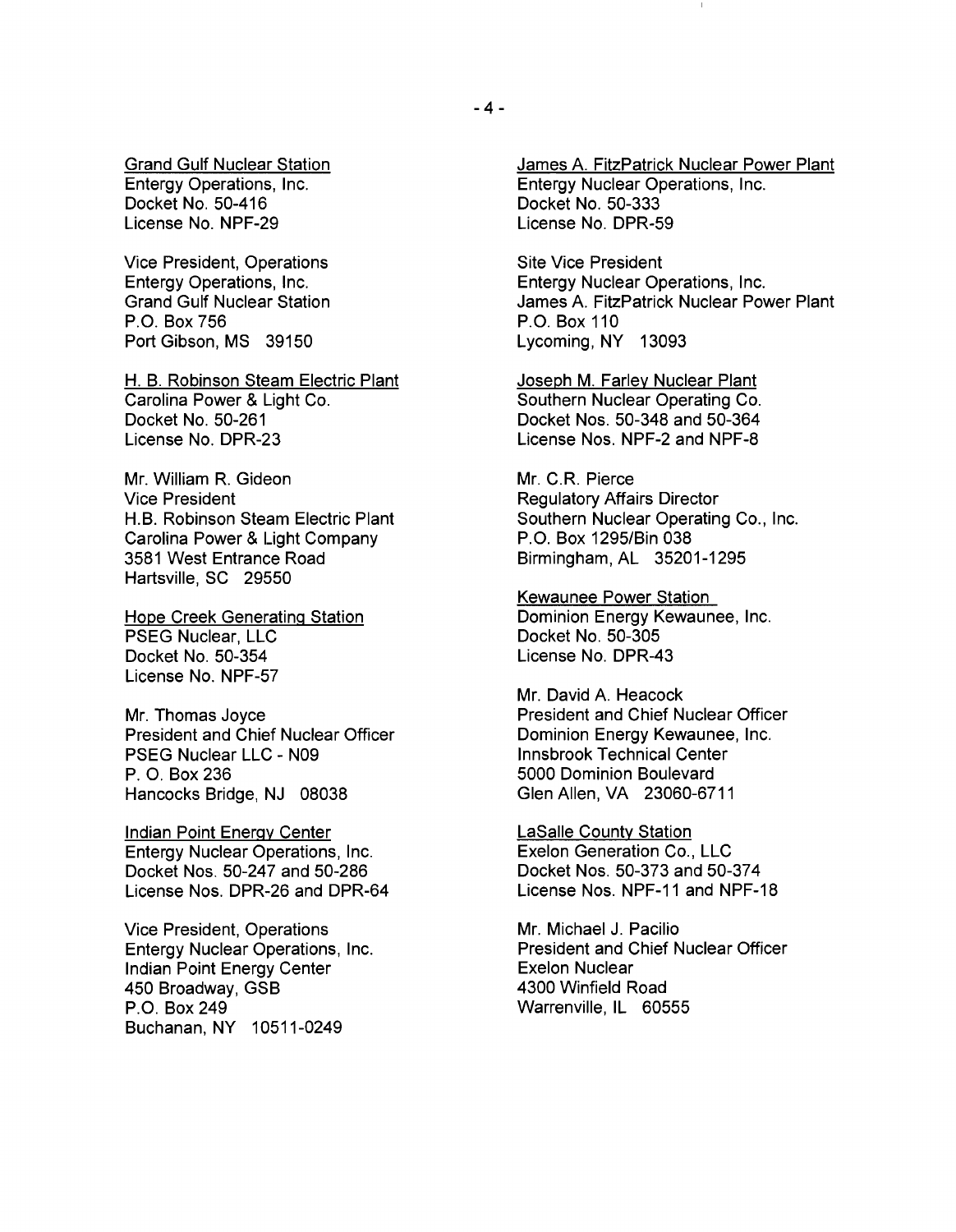Grand Gulf Nuclear Station
Entergy Operations, Inc.
Docket No. 50-416
License No. NPF-29

Vice President, Operations
Entergy Operations, Inc.
Grand Gulf Nuclear Station
P.O. Box 756
Port Gibson, MS 39150

H. B. Robinson Steam Electric Plant
Carolina Power & Light Co.
Docket No. 50-261
License No. DPR-23

Mr. William R. Gideon
Vice President
H.B. Robinson Steam Electric Plant
Carolina Power & Light Company
3581 West Entrance Road
Hartsville, SC 29550

Hope Creek Generating Station
PSEG Nuclear, LLC
Docket No. 50-354
License No. NPF-57

Mr. Thomas Joyce
President and Chief Nuclear Officer
PSEG Nuclear LLC - N09
P. O. Box 236
Hancocks Bridge, NJ 08038

Indian Point Energy Center
Entergy Nuclear Operations, Inc.
Docket Nos. 50-247 and 50-286
License Nos. DPR-26 and DPR-64

Vice President, Operations
Entergy Nuclear Operations, Inc.
Indian Point Energy Center
450 Broadway, GSB
P.O. Box 249
Buchanan, NY 10511-0249

James A. FitzPatrick Nuclear Power Plant
Entergy Nuclear Operations, Inc.
Docket No. 50-333
License No. DPR-59

Site Vice President
Entergy Nuclear Operations, Inc.
James A. FitzPatrick Nuclear Power Plant
P.O. Box 110
Lycoming, NY 13093

Joseph M. Farley Nuclear Plant
Southern Nuclear Operating Co.
Docket Nos. 50-348 and 50-364
License Nos. NPF-2 and NPF-8

Mr. C.R. Pierce
Regulatory Affairs Director
Southern Nuclear Operating Co., Inc.
P.O. Box 1295/Bin 038
Birmingham, AL 35201-1295

Kewaunee Power Station
Dominion Energy Kewaunee, Inc.
Docket No. 50-305
License No. DPR-43

Mr. David A. Heacock
President and Chief Nuclear Officer
Dominion Energy Kewaunee, Inc.
Innsbrook Technical Center
5000 Dominion Boulevard
Glen Allen, VA 23060-6711

LaSalle County Station
Exelon Generation Co., LLC
Docket Nos. 50-373 and 50-374
License Nos. NPF-11 and NPF-18

Mr. Michael J. Pacilio
President and Chief Nuclear Officer
Exelon Nuclear
4300 Winfield Road
Warrenville, IL 60555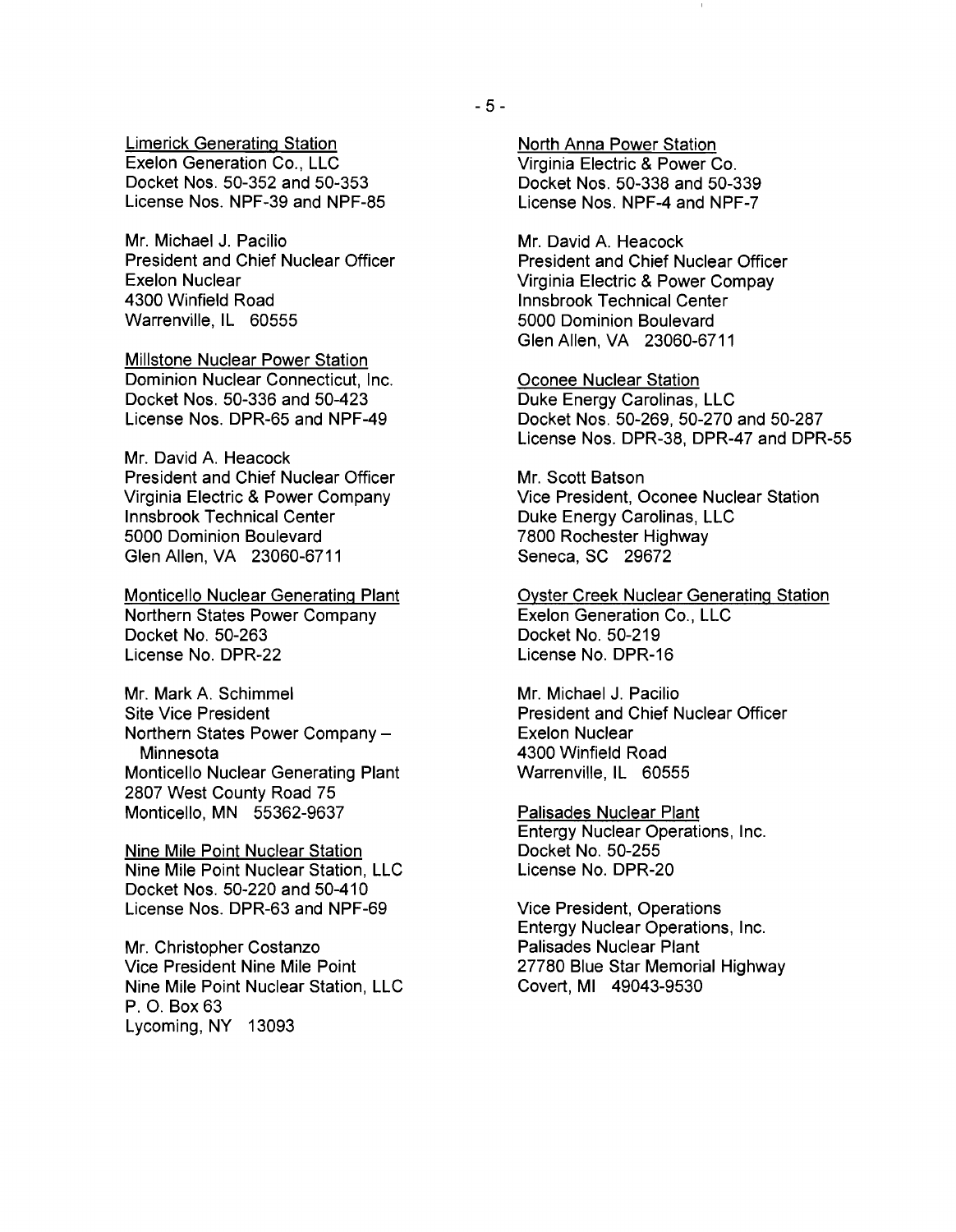Limerick Generating Station
Exelon Generation Co., LLC
Docket Nos. 50-352 and 50-353
License Nos. NPF-39 and NPF-85

Mr. Michael J. Pacilio
President and Chief Nuclear Officer
Exelon Nuclear
4300 Winfield Road
Warrenville, IL 60555

Millstone Nuclear Power Station
Dominion Nuclear Connecticut, Inc.
Docket Nos. 50-336 and 50-423
License Nos. DPR-65 and NPF-49

Mr. David A. Heacock
President and Chief Nuclear Officer
Virginia Electric & Power Company
Innsbrook Technical Center
5000 Dominion Boulevard
Glen Allen, VA 23060-6711

Monticello Nuclear Generating Plant
Northern States Power Company
Docket No. 50-263
License No. DPR-22

Mr. Mark A. Schimmel
Site Vice President
Northern States Power Company – Minnesota
Monticello Nuclear Generating Plant
2807 West County Road 75
Monticello, MN 55362-9637

Nine Mile Point Nuclear Station
Nine Mile Point Nuclear Station, LLC
Docket Nos. 50-220 and 50-410
License Nos. DPR-63 and NPF-69

Mr. Christopher Costanzo
Vice President Nine Mile Point
Nine Mile Point Nuclear Station, LLC
P. O. Box 63
Lycoming, NY 13093

North Anna Power Station
Virginia Electric & Power Co.
Docket Nos. 50-338 and 50-339
License Nos. NPF-4 and NPF-7

Mr. David A. Heacock
President and Chief Nuclear Officer
Virginia Electric & Power Compay
Innsbrook Technical Center
5000 Dominion Boulevard
Glen Allen, VA 23060-6711

Oconee Nuclear Station
Duke Energy Carolinas, LLC
Docket Nos. 50-269, 50-270 and 50-287
License Nos. DPR-38, DPR-47 and DPR-55

Mr. Scott Batson
Vice President, Oconee Nuclear Station
Duke Energy Carolinas, LLC
7800 Rochester Highway
Seneca, SC 29672

Oyster Creek Nuclear Generating Station
Exelon Generation Co., LLC
Docket No. 50-219
License No. DPR-16

Mr. Michael J. Pacilio
President and Chief Nuclear Officer
Exelon Nuclear
4300 Winfield Road
Warrenville, IL 60555

Palisades Nuclear Plant
Entergy Nuclear Operations, Inc.
Docket No. 50-255
License No. DPR-20

Vice President, Operations
Entergy Nuclear Operations, Inc.
Palisades Nuclear Plant
27780 Blue Star Memorial Highway
Covert, MI 49043-9530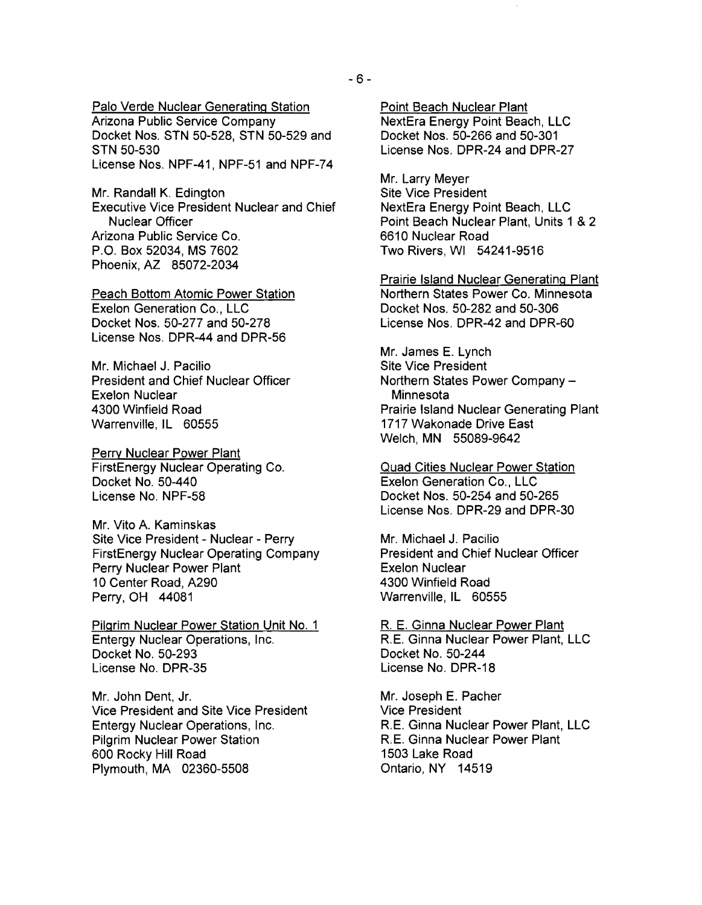Palo Verde Nuclear Generating Station
Arizona Public Service Company
Docket Nos. STN 50-528, STN 50-529 and STN 50-530
License Nos. NPF-41, NPF-51 and NPF-74

Mr. Randall K. Edington
Executive Vice President Nuclear and Chief Nuclear Officer
Arizona Public Service Co.
P.O. Box 52034, MS 7602
Phoenix, AZ 85072-2034

Peach Bottom Atomic Power Station
Exelon Generation Co., LLC
Docket Nos. 50-277 and 50-278
License Nos. DPR-44 and DPR-56

Mr. Michael J. Pacilio
President and Chief Nuclear Officer
Exelon Nuclear
4300 Winfield Road
Warrenville, IL 60555

Perry Nuclear Power Plant
FirstEnergy Nuclear Operating Co.
Docket No. 50-440
License No. NPF-58

Mr. Vito A. Kaminskas
Site Vice President - Nuclear - Perry
FirstEnergy Nuclear Operating Company
Perry Nuclear Power Plant
10 Center Road, A290
Perry, OH 44081

Pilgrim Nuclear Power Station Unit No. 1
Entergy Nuclear Operations, Inc.
Docket No. 50-293
License No. DPR-35

Mr. John Dent, Jr.
Vice President and Site Vice President
Entergy Nuclear Operations, Inc.
Pilgrim Nuclear Power Station
600 Rocky Hill Road
Plymouth, MA 02360-5508

Point Beach Nuclear Plant
NextEra Energy Point Beach, LLC
Docket Nos. 50-266 and 50-301
License Nos. DPR-24 and DPR-27

Mr. Larry Meyer
Site Vice President
NextEra Energy Point Beach, LLC
Point Beach Nuclear Plant, Units 1 & 2
6610 Nuclear Road
Two Rivers, WI 54241-9516

Prairie Island Nuclear Generating Plant
Northern States Power Co. Minnesota
Docket Nos. 50-282 and 50-306
License Nos. DPR-42 and DPR-60

Mr. James E. Lynch
Site Vice President
Northern States Power Company – Minnesota
Prairie Island Nuclear Generating Plant
1717 Wakonade Drive East
Welch, MN 55089-9642

Quad Cities Nuclear Power Station
Exelon Generation Co., LLC
Docket Nos. 50-254 and 50-265
License Nos. DPR-29 and DPR-30

Mr. Michael J. Pacilio
President and Chief Nuclear Officer
Exelon Nuclear
4300 Winfield Road
Warrenville, IL 60555

R. E. Ginna Nuclear Power Plant
R.E. Ginna Nuclear Power Plant, LLC
Docket No. 50-244
License No. DPR-18

Mr. Joseph E. Pacher
Vice President
R.E. Ginna Nuclear Power Plant, LLC
R.E. Ginna Nuclear Power Plant
1503 Lake Road
Ontario, NY 14519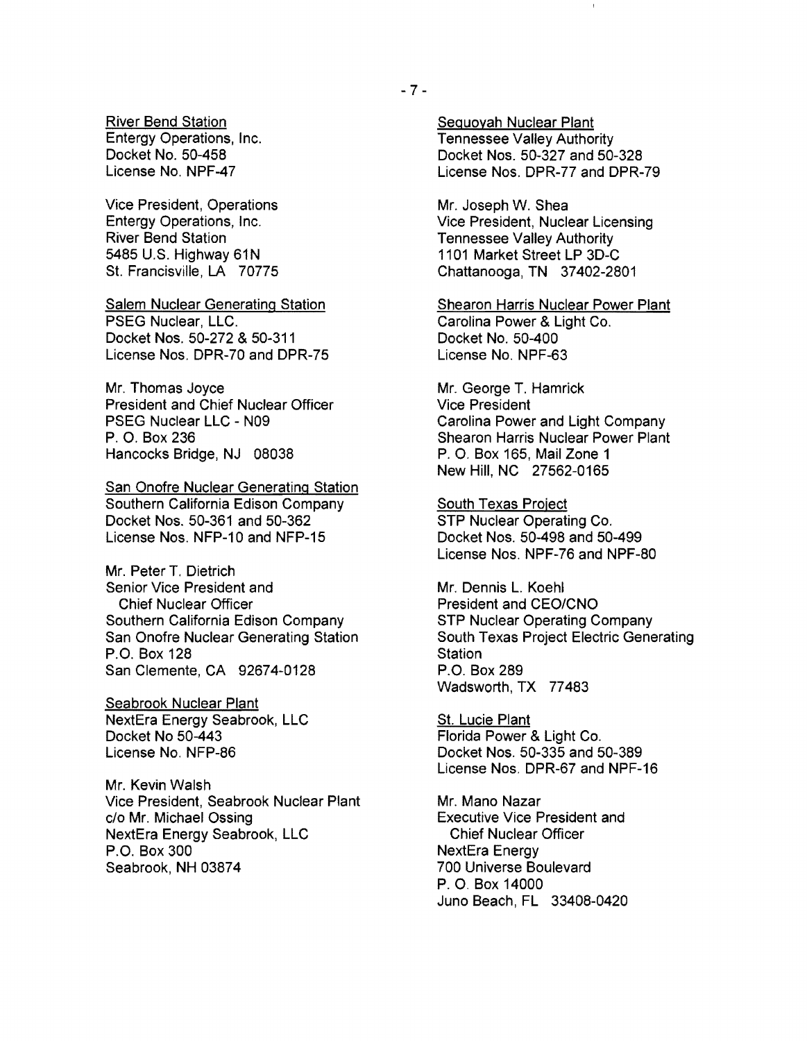River Bend Station
Entergy Operations, Inc.
Docket No. 50-458
License No. NPF-47

Vice President, Operations
Entergy Operations, Inc.
River Bend Station
5485 U.S. Highway 61N
St. Francisville, LA 70775

Salem Nuclear Generating Station
PSEG Nuclear, LLC.
Docket Nos. 50-272 & 50-311
License Nos. DPR-70 and DPR-75

Mr. Thomas Joyce
President and Chief Nuclear Officer
PSEG Nuclear LLC - N09
P. O. Box 236
Hancocks Bridge, NJ 08038

San Onofre Nuclear Generating Station
Southern California Edison Company
Docket Nos. 50-361 and 50-362
License Nos. NFP-10 and NFP-15

Mr. Peter T. Dietrich
Senior Vice President and
Chief Nuclear Officer
Southern California Edison Company
San Onofre Nuclear Generating Station
P.O. Box 128
San Clemente, CA 92674-0128

Seabrook Nuclear Plant
NextEra Energy Seabrook, LLC
Docket No 50-443
License No. NFP-86

Mr. Kevin Walsh
Vice President, Seabrook Nuclear Plant
c/o Mr. Michael Ossing
NextEra Energy Seabrook, LLC
P.O. Box 300
Seabrook, NH 03874

Sequoyah Nuclear Plant
Tennessee Valley Authority
Docket Nos. 50-327 and 50-328
License Nos. DPR-77 and DPR-79

Mr. Joseph W. Shea
Vice President, Nuclear Licensing
Tennessee Valley Authority
1101 Market Street LP 3D-C
Chattanooga, TN 37402-2801

Shearon Harris Nuclear Power Plant
Carolina Power & Light Co.
Docket No. 50-400
License No. NPF-63

Mr. George T. Hamrick
Vice President
Carolina Power and Light Company
Shearon Harris Nuclear Power Plant
P. O. Box 165, Mail Zone 1
New Hill, NC 27562-0165

South Texas Project
STP Nuclear Operating Co.
Docket Nos. 50-498 and 50-499
License Nos. NPF-76 and NPF-80

Mr. Dennis L. Koehl
President and CEO/CNO
STP Nuclear Operating Company
South Texas Project Electric Generating Station
P.O. Box 289
Wadsworth, TX 77483

St. Lucie Plant
Florida Power & Light Co.
Docket Nos. 50-335 and 50-389
License Nos. DPR-67 and NPF-16

Mr. Mano Nazar
Executive Vice President and
Chief Nuclear Officer
NextEra Energy
700 Universe Boulevard
P. O. Box 14000
Juno Beach, FL 33408-0420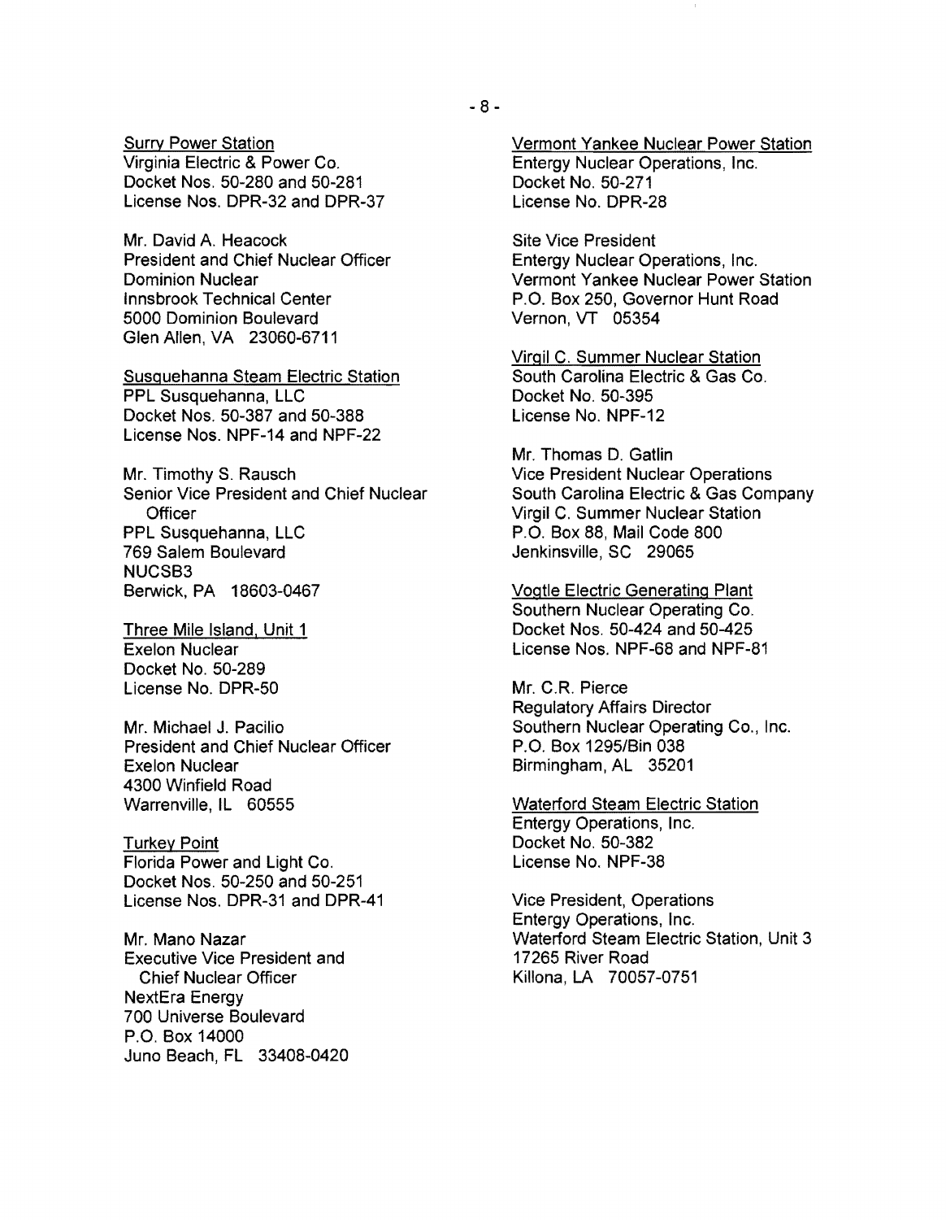Surry Power Station
Virginia Electric & Power Co.
Docket Nos. 50-280 and 50-281
License Nos. DPR-32 and DPR-37

Mr. David A. Heacock
President and Chief Nuclear Officer
Dominion Nuclear
Innsbrook Technical Center
5000 Dominion Boulevard
Glen Allen, VA 23060-6711

Susquehanna Steam Electric Station
PPL Susquehanna, LLC
Docket Nos. 50-387 and 50-388
License Nos. NPF-14 and NPF-22

Mr. Timothy S. Rausch
Senior Vice President and Chief Nuclear Officer
PPL Susquehanna, LLC
769 Salem Boulevard
NUCSB3
Berwick, PA 18603-0467

Three Mile Island, Unit 1
Exelon Nuclear
Docket No. 50-289
License No. DPR-50

Mr. Michael J. Pacilio
President and Chief Nuclear Officer
Exelon Nuclear
4300 Winfield Road
Warrenville, IL 60555

Turkey Point
Florida Power and Light Co.
Docket Nos. 50-250 and 50-251
License Nos. DPR-31 and DPR-41

Mr. Mano Nazar
Executive Vice President and Chief Nuclear Officer
NextEra Energy
700 Universe Boulevard
P.O. Box 14000
Juno Beach, FL 33408-0420

Vermont Yankee Nuclear Power Station
Entergy Nuclear Operations, Inc.
Docket No. 50-271
License No. DPR-28

Site Vice President
Entergy Nuclear Operations, Inc.
Vermont Yankee Nuclear Power Station
P.O. Box 250, Governor Hunt Road
Vernon, VT 05354

Virgil C. Summer Nuclear Station
South Carolina Electric & Gas Co.
Docket No. 50-395
License No. NPF-12

Mr. Thomas D. Gatlin
Vice President Nuclear Operations
South Carolina Electric & Gas Company
Virgil C. Summer Nuclear Station
P.O. Box 88, Mail Code 800
Jenkinsville, SC 29065

Vogtle Electric Generating Plant
Southern Nuclear Operating Co.
Docket Nos. 50-424 and 50-425
License Nos. NPF-68 and NPF-81

Mr. C.R. Pierce
Regulatory Affairs Director
Southern Nuclear Operating Co., Inc.
P.O. Box 1295/Bin 038
Birmingham, AL 35201

Waterford Steam Electric Station
Entergy Operations, Inc.
Docket No. 50-382
License No. NPF-38

Vice President, Operations
Entergy Operations, Inc.
Waterford Steam Electric Station, Unit 3
17265 River Road
Killona, LA 70057-0751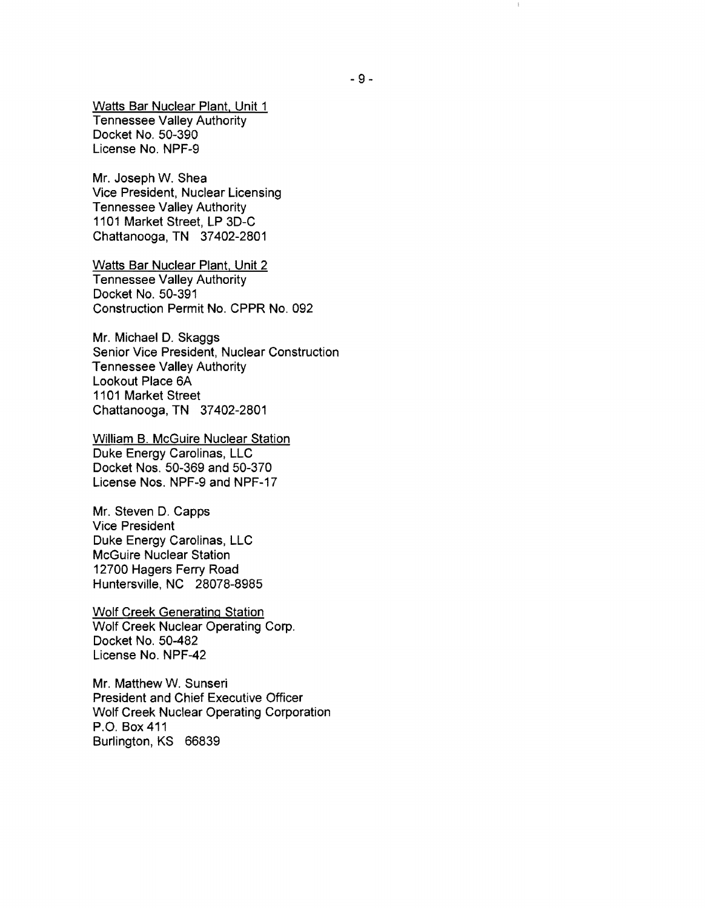<u>Watts Bar Nuclear Plant, Unit 1</u>
Tennessee Valley Authority
Docket No. 50-390
License No. NPF-9

Mr. Joseph W. Shea
Vice President, Nuclear Licensing
Tennessee Valley Authority
1101 Market Street, LP 3D-C
Chattanooga, TN 37402-2801

<u>Watts Bar Nuclear Plant, Unit 2</u>
Tennessee Valley Authority
Docket No. 50-391
Construction Permit No. CPPR No. 092

Mr. Michael D. Skaggs
Senior Vice President, Nuclear Construction
Tennessee Valley Authority
Lookout Place 6A
1101 Market Street
Chattanooga, TN 37402-2801

<u>William B. McGuire Nuclear Station</u>
Duke Energy Carolinas, LLC
Docket Nos. 50-369 and 50-370
License Nos. NPF-9 and NPF-17

Mr. Steven D. Capps
Vice President
Duke Energy Carolinas, LLC
McGuire Nuclear Station
12700 Hagers Ferry Road
Huntersville, NC 28078-8985

<u>Wolf Creek Generating Station</u>
Wolf Creek Nuclear Operating Corp.
Docket No. 50-482
License No. NPF-42

Mr. Matthew W. Sunseri
President and Chief Executive Officer
Wolf Creek Nuclear Operating Corporation
P.O. Box 411
Burlington, KS 66839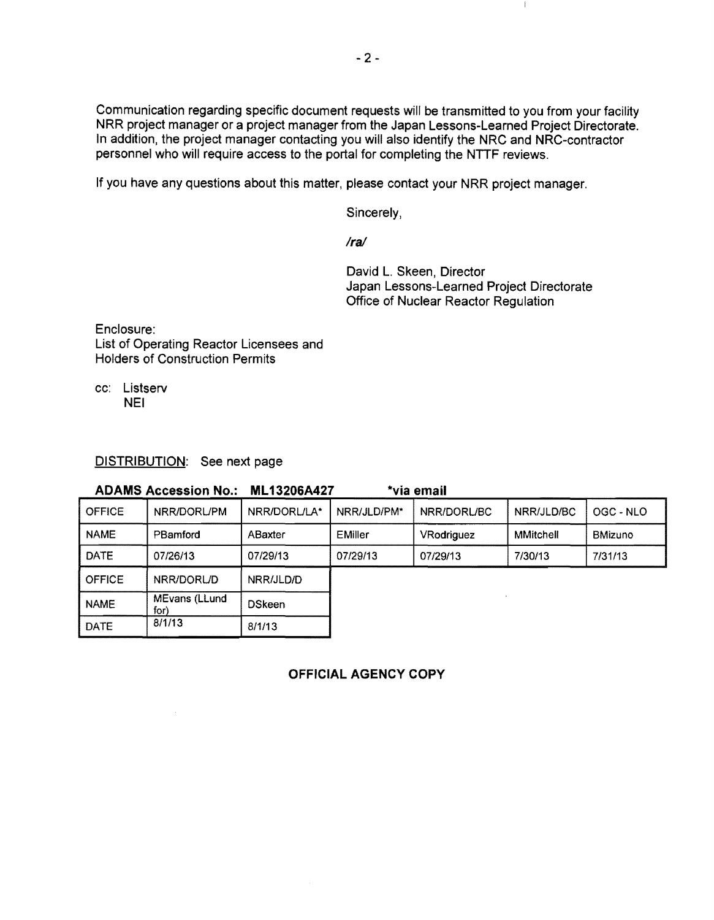Communication regarding specific document requests will be transmitted to you from your facility NRR project manager or a project manager from the Japan Lessons-Learned Project Directorate. In addition, the project manager contacting you will also identify the NRC and NRC-contractor personnel who will require access to the portal for completing the NTTF reviews.

If you have any questions about this matter, please contact your NRR project manager.

Sincerely,

*/ra/*

David L. Skeen, Director
Japan Lessons-Learned Project Directorate
Office of Nuclear Reactor Regulation

Enclosure:
List of Operating Reactor Licensees and Holders of Construction Permits

cc: Listserv
NEI

DISTRIBUTION: See next page

**ADAMS Accession No.: ML13206A427** **\*via email**

| OFFICE | NRR/DORL/PM | NRR/DORL/LA* | NRR/JLD/PM* | NRR/DORL/BC | NRR/JLD/BC | OGC - NLO |
|---|---|---|---|---|---|---|
| NAME | PBamford | ABaxter | EMiller | VRodriguez | MMitchell | BMizuno |
| DATE | 07/26/13 | 07/29/13 | 07/29/13 | 07/29/13 | 7/30/13 | 7/31/13 |
| OFFICE | NRR/DORL/D | NRR/JLD/D | | | | |
| NAME | MEvans (LLund for) | DSkeen | | | | |
| DATE | 8/1/13 | 8/1/13 | | | | |

**OFFICIAL AGENCY COPY**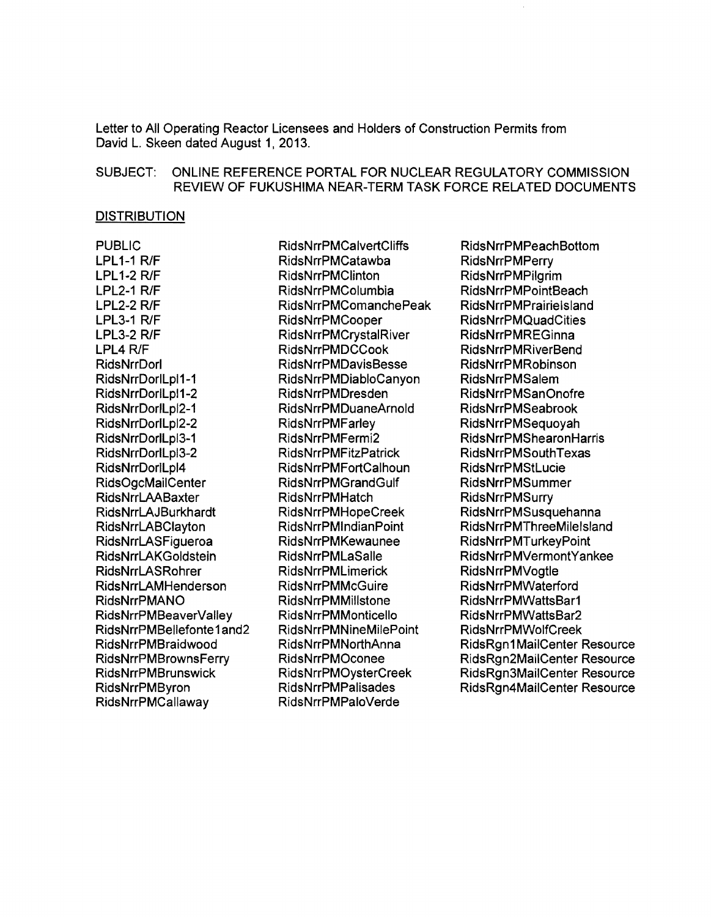Letter to All Operating Reactor Licensees and Holders of Construction Permits from David L. Skeen dated August 1, 2013.

SUBJECT: ONLINE REFERENCE PORTAL FOR NUCLEAR REGULATORY COMMISSION REVIEW OF FUKUSHIMA NEAR-TERM TASK FORCE RELATED DOCUMENTS

DISTRIBUTION

PUBLIC
LPL1-1 R/F
LPL1-2 R/F
LPL2-1 R/F
LPL2-2 R/F
LPL3-1 R/F
LPL3-2 R/F
LPL4 R/F
RidsNrrDorl
RidsNrrDorlLpl1-1
RidsNrrDorlLpl1-2
RidsNrrDorlLpl2-1
RidsNrrDorlLpl2-2
RidsNrrDorlLpl3-1
RidsNrrDorlLpl3-2
RidsNrrDorlLpl4
RidsOgcMailCenter
RidsNrrLAABaxter
RidsNrrLAJBurkhardt
RidsNrrLABClayton
RidsNrrLASFigueroa
RidsNrrLAKGoldstein
RidsNrrLASRohrer
RidsNrrLAMHenderson
RidsNrrPMANO
RidsNrrPMBeaverValley
RidsNrrPMBellefonte1and2
RidsNrrPMBraidwood
RidsNrrPMBrownsFerry
RidsNrrPMBrunswick
RidsNrrPMByron
RidsNrrPMCallaway
RidsNrrPMCalvertCliffs
RidsNrrPMCatawba
RidsNrrPMClinton
RidsNrrPMColumbia
RidsNrrPMComanchePeak
RidsNrrPMCooper
RidsNrrPMCrystalRiver
RidsNrrPMDCCook
RidsNrrPMDavisBesse
RidsNrrPMDiabloCanyon
RidsNrrPMDresden
RidsNrrPMDuaneArnold
RidsNrrPMFarley
RidsNrrPMFermi2
RidsNrrPMFitzPatrick
RidsNrrPMFortCalhoun
RidsNrrPMGrandGulf
RidsNrrPMHatch
RidsNrrPMHopeCreek
RidsNrrPMIndianPoint
RidsNrrPMKewaunee
RidsNrrPMLaSalle
RidsNrrPMLimerick
RidsNrrPMMcGuire
RidsNrrPMMillstone
RidsNrrPMMonticello
RidsNrrPMNineMilePoint
RidsNrrPMNorthAnna
RidsNrrPMOconee
RidsNrrPMOysterCreek
RidsNrrPMPalisades
RidsNrrPMPaloVerde
RidsNrrPMPeachBottom
RidsNrrPMPerry
RidsNrrPMPilgrim
RidsNrrPMPointBeach
RidsNrrPMPrairieIsland
RidsNrrPMQuadCities
RidsNrrPMREGinna
RidsNrrPMRiverBend
RidsNrrPMRobinson
RidsNrrPMSalem
RidsNrrPMSanOnofre
RidsNrrPMSeabrook
RidsNrrPMSequoyah
RidsNrrPMShearonHarris
RidsNrrPMSouthTexas
RidsNrrPMStLucie
RidsNrrPMSummer
RidsNrrPMSurry
RidsNrrPMSusquehanna
RidsNrrPMThreeMileIsland
RidsNrrPMTurkeyPoint
RidsNrrPMVermontYankee
RidsNrrPMVogtle
RidsNrrPMWaterford
RidsNrrPMWattsBar1
RidsNrrPMWattsBar2
RidsNrrPMWolfCreek
RidsRgn1MailCenter Resource
RidsRgn2MailCenter Resource
RidsRgn3MailCenter Resource
RidsRgn4MailCenter Resource